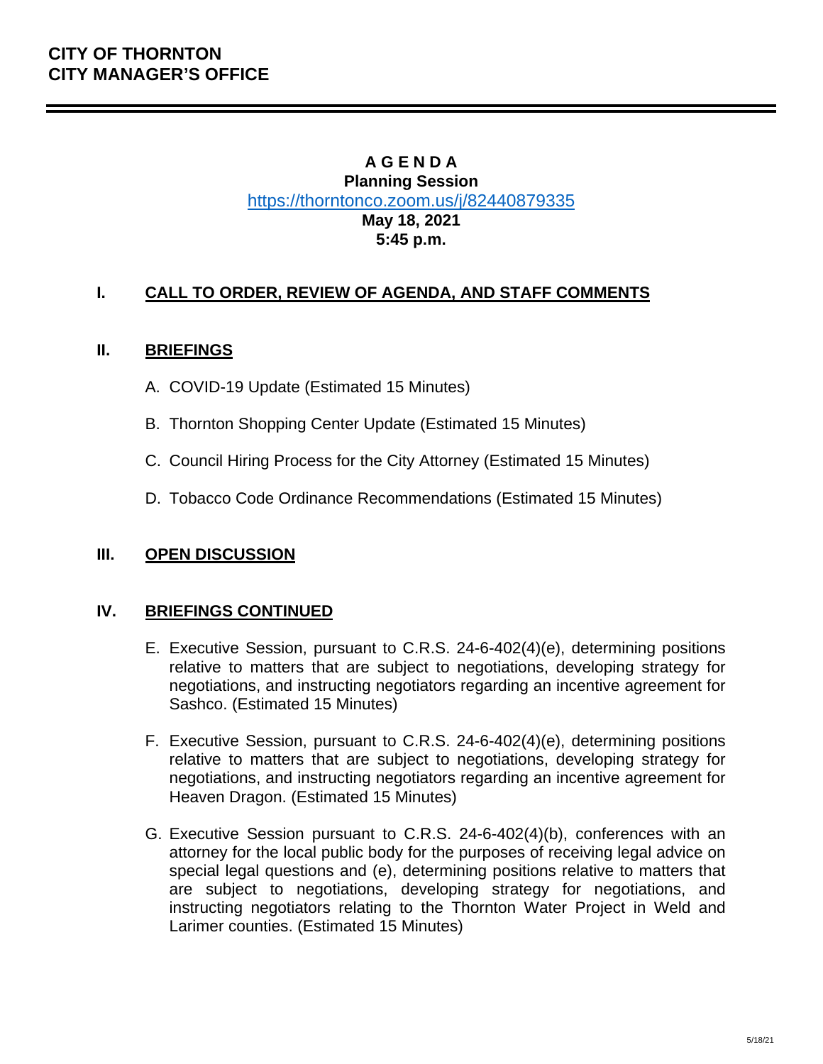**CITY OF THORNTON**
**CITY MANAGER'S OFFICE**

---

# A G E N D A

**Planning Session**

[https://thorntonco.zoom.us/j/82440879335](https://thorntonco.zoom.us/j/82440879335)

**May 18, 2021**

**5:45 p.m.**

## I. CALL TO ORDER, REVIEW OF AGENDA, AND STAFF COMMENTS

## II. BRIEFINGS

A. COVID-19 Update (Estimated 15 Minutes)

B. Thornton Shopping Center Update (Estimated 15 Minutes)

C. Council Hiring Process for the City Attorney (Estimated 15 Minutes)

D. Tobacco Code Ordinance Recommendations (Estimated 15 Minutes)

## III. OPEN DISCUSSION

## IV. BRIEFINGS CONTINUED

E. Executive Session, pursuant to C.R.S. 24-6-402(4)(e), determining positions relative to matters that are subject to negotiations, developing strategy for negotiations, and instructing negotiators regarding an incentive agreement for Sashco. (Estimated 15 Minutes)

F. Executive Session, pursuant to C.R.S. 24-6-402(4)(e), determining positions relative to matters that are subject to negotiations, developing strategy for negotiations, and instructing negotiators regarding an incentive agreement for Heaven Dragon. (Estimated 15 Minutes)

G. Executive Session pursuant to C.R.S. 24-6-402(4)(b), conferences with an attorney for the local public body for the purposes of receiving legal advice on special legal questions and (e), determining positions relative to matters that are subject to negotiations, developing strategy for negotiations, and instructing negotiators relating to the Thornton Water Project in Weld and Larimer counties. (Estimated 15 Minutes)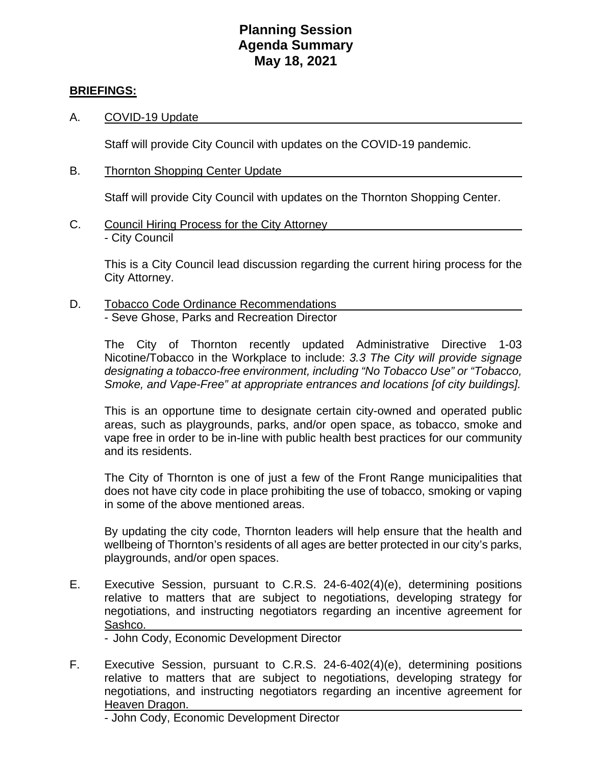# Planning Session
# Agenda Summary
# May 18, 2021

**BRIEFINGS:**

A. COVID-19 Update

Staff will provide City Council with updates on the COVID-19 pandemic.

B. Thornton Shopping Center Update

Staff will provide City Council with updates on the Thornton Shopping Center.

C. Council Hiring Process for the City Attorney
- City Council

This is a City Council lead discussion regarding the current hiring process for the City Attorney.

D. Tobacco Code Ordinance Recommendations
- Seve Ghose, Parks and Recreation Director

The City of Thornton recently updated Administrative Directive 1-03 Nicotine/Tobacco in the Workplace to include: *3.3 The City will provide signage designating a tobacco-free environment, including "No Tobacco Use" or "Tobacco, Smoke, and Vape-Free" at appropriate entrances and locations [of city buildings].*

This is an opportune time to designate certain city-owned and operated public areas, such as playgrounds, parks, and/or open space, as tobacco, smoke and vape free in order to be in-line with public health best practices for our community and its residents.

The City of Thornton is one of just a few of the Front Range municipalities that does not have city code in place prohibiting the use of tobacco, smoking or vaping in some of the above mentioned areas.

By updating the city code, Thornton leaders will help ensure that the health and wellbeing of Thornton's residents of all ages are better protected in our city's parks, playgrounds, and/or open spaces.

E. Executive Session, pursuant to C.R.S. 24-6-402(4)(e), determining positions relative to matters that are subject to negotiations, developing strategy for negotiations, and instructing negotiators regarding an incentive agreement for Sashco.
- John Cody, Economic Development Director

F. Executive Session, pursuant to C.R.S. 24-6-402(4)(e), determining positions relative to matters that are subject to negotiations, developing strategy for negotiations, and instructing negotiators regarding an incentive agreement for Heaven Dragon.
- John Cody, Economic Development Director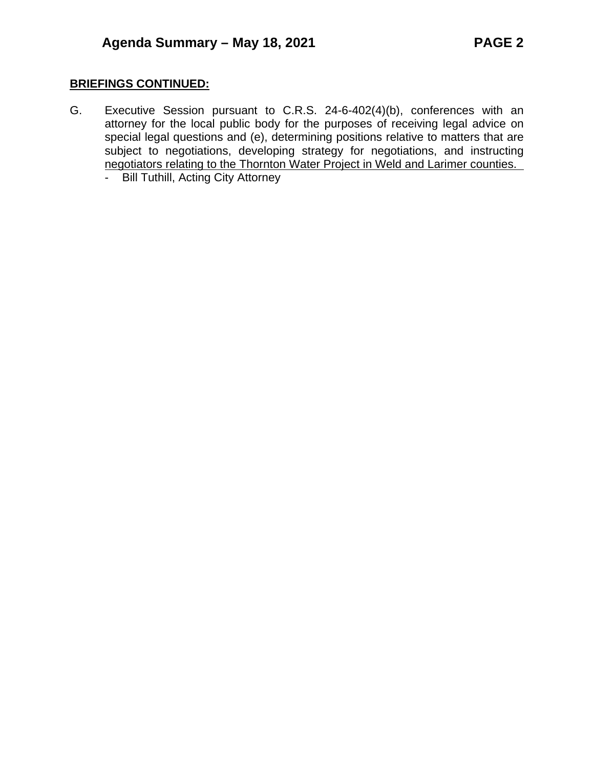**BRIEFINGS CONTINUED:**

G. Executive Session pursuant to C.R.S. 24-6-402(4)(b), conferences with an attorney for the local public body for the purposes of receiving legal advice on special legal questions and (e), determining positions relative to matters that are subject to negotiations, developing strategy for negotiations, and instructing negotiators relating to the Thornton Water Project in Weld and Larimer counties.
   - Bill Tuthill, Acting City Attorney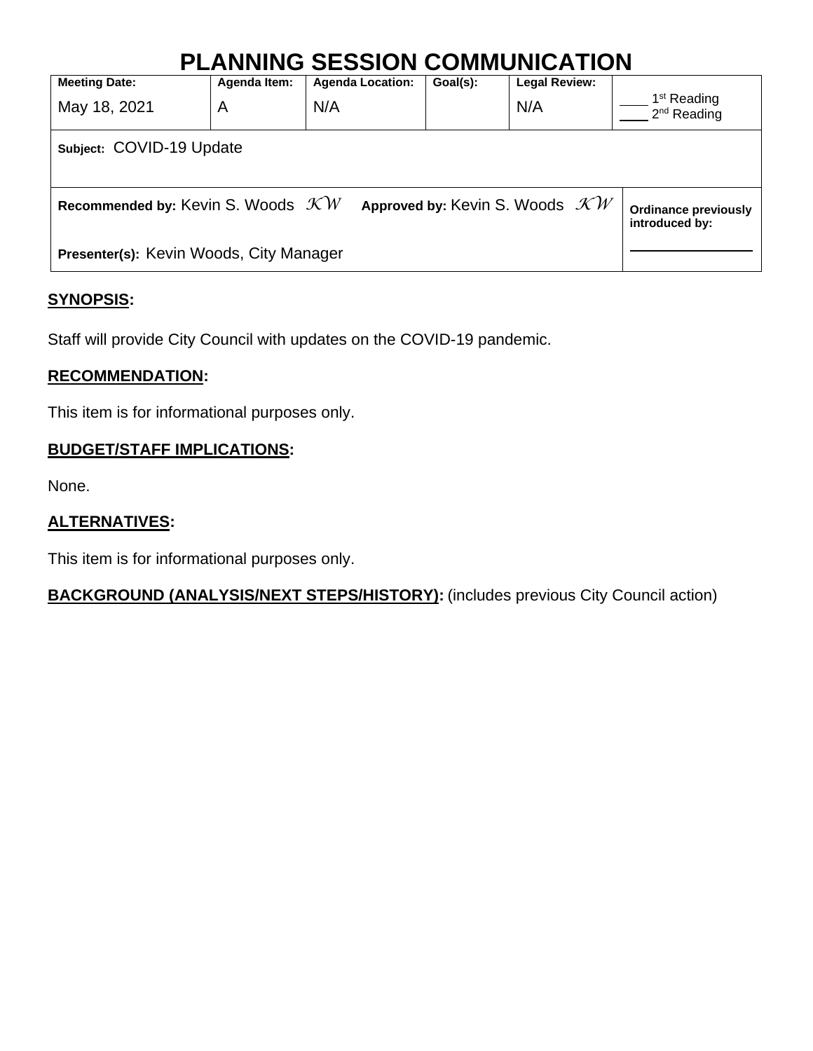# PLANNING SESSION COMMUNICATION

| Meeting Date: | Agenda Item: | Agenda Location: | Goal(s): | Legal Review: | |
|---|---|---|---|---|---|
| May 18, 2021 | A | N/A | | N/A | ___ 1st Reading<br>___ 2nd Reading |
| Subject: COVID-19 Update | | | | | |
| Recommended by: Kevin S. Woods *KW* | Approved by: Kevin S. Woods *KW* | | | | Ordinance previously introduced by: |
| Presenter(s): Kevin Woods, City Manager | | | | | ________ |

## SYNOPSIS:

Staff will provide City Council with updates on the COVID-19 pandemic.

## RECOMMENDATION:

This item is for informational purposes only.

## BUDGET/STAFF IMPLICATIONS:

None.

## ALTERNATIVES:

This item is for informational purposes only.

## BACKGROUND (ANALYSIS/NEXT STEPS/HISTORY): (includes previous City Council action)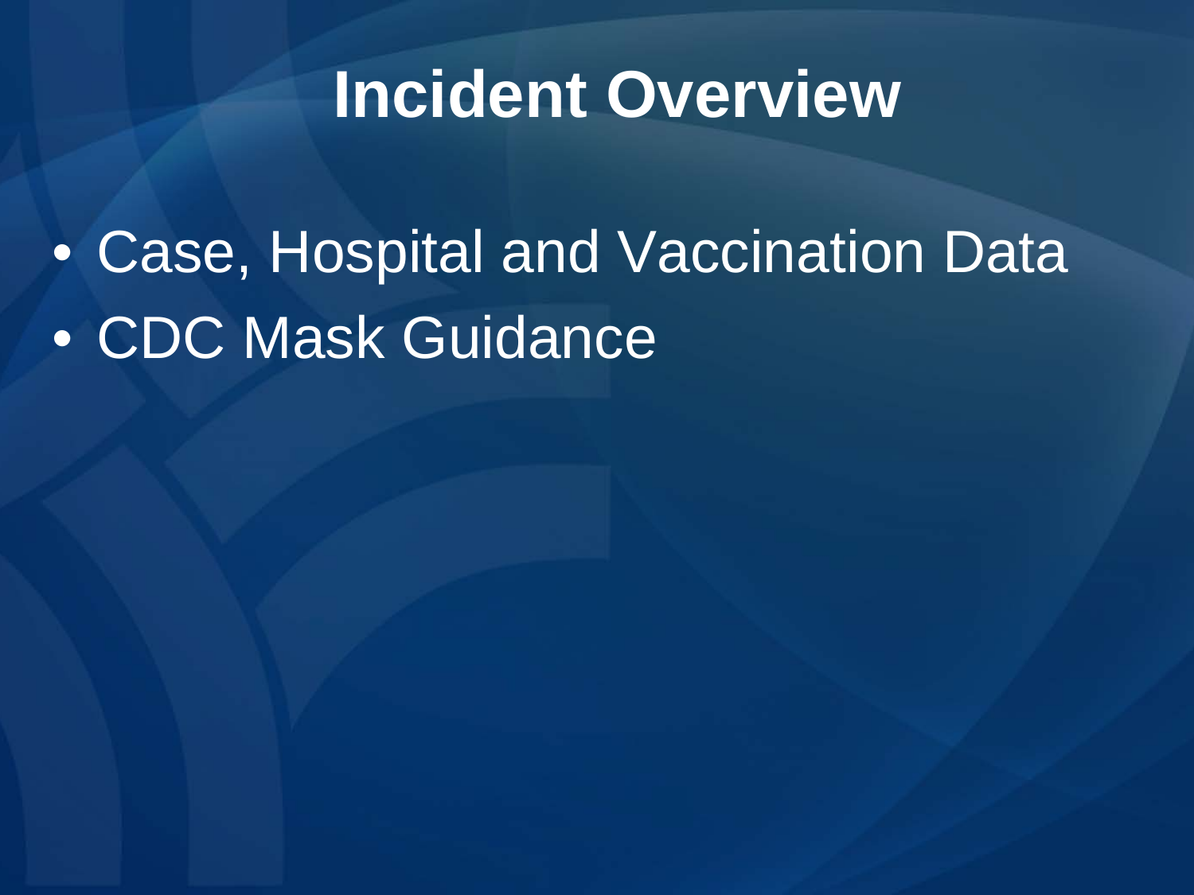# Incident Overview

- Case, Hospital and Vaccination Data
- CDC Mask Guidance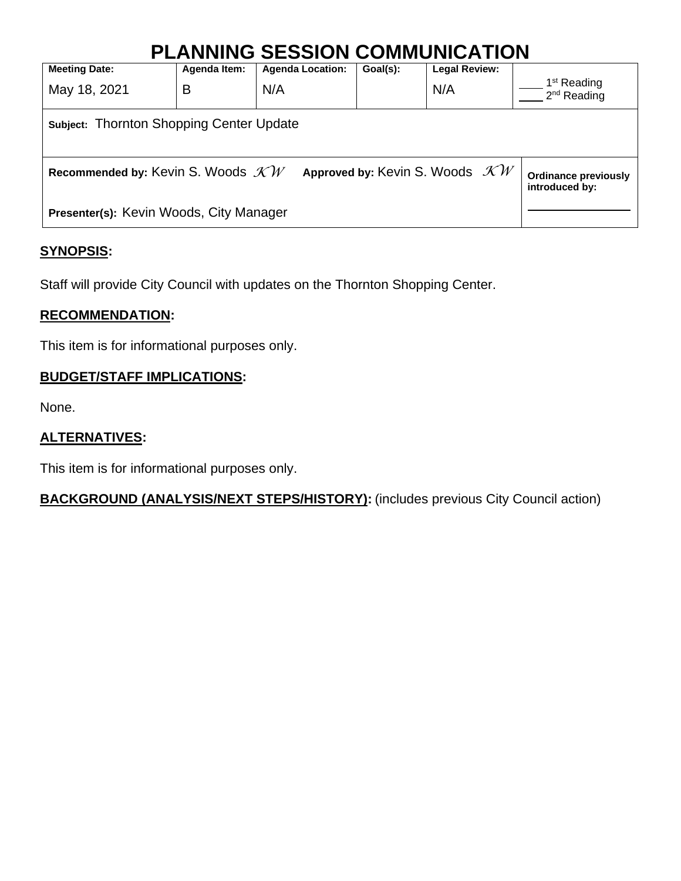# PLANNING SESSION COMMUNICATION

| Meeting Date: | Agenda Item: | Agenda Location: | Goal(s): | Legal Review: | |
|---|---|---|---|---|---|
| May 18, 2021 | B | N/A | | N/A | ____ 1st Reading<br>____ 2nd Reading |
| **Subject:** Thornton Shopping Center Update | | | | | |
| **Recommended by:** Kevin S. Woods *KW* | | **Approved by:** Kevin S. Woods *KW* | | | **Ordinance previously introduced by:** |
| **Presenter(s):** Kevin Woods, City Manager | | | | | |

## SYNOPSIS:

Staff will provide City Council with updates on the Thornton Shopping Center.

## RECOMMENDATION:

This item is for informational purposes only.

## BUDGET/STAFF IMPLICATIONS:

None.

## ALTERNATIVES:

This item is for informational purposes only.

## BACKGROUND (ANALYSIS/NEXT STEPS/HISTORY): (includes previous City Council action)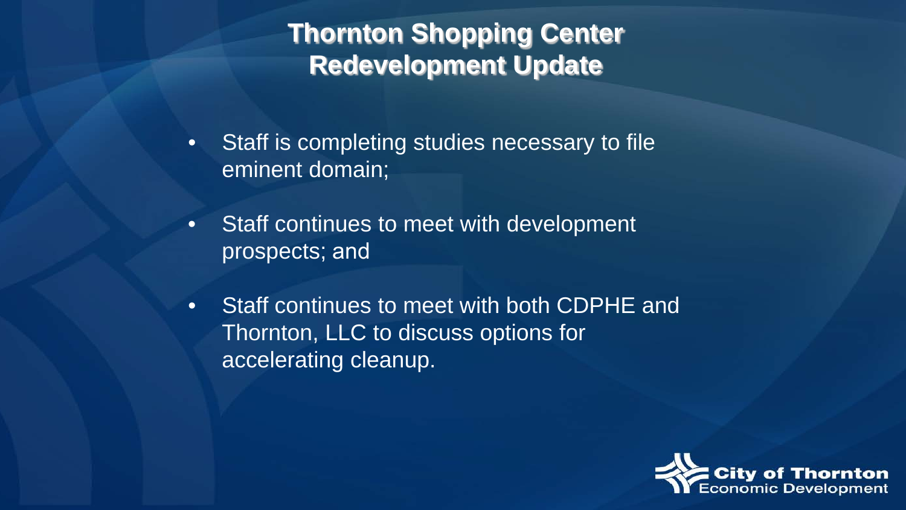# Thornton Shopping Center Redevelopment Update

- Staff is completing studies necessary to file eminent domain;
- Staff continues to meet with development prospects; and
- Staff continues to meet with both CDPHE and Thornton, LLC to discuss options for accelerating cleanup.

City of Thornton Economic Development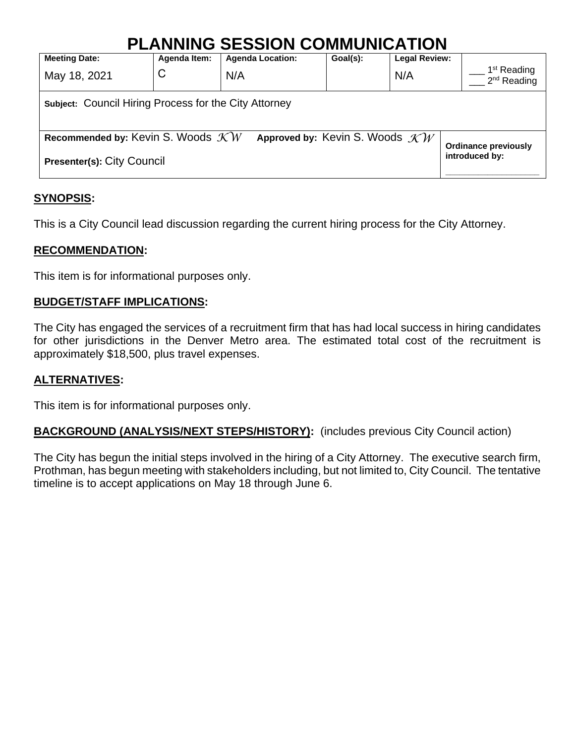# PLANNING SESSION COMMUNICATION

| Meeting Date: | Agenda Item: | Agenda Location: | Goal(s): | Legal Review: | |
|---|---|---|---|---|---|
| May 18, 2021 | C | N/A | | N/A | ___ 1st Reading<br>___ 2nd Reading |
| **Subject:** Council Hiring Process for the City Attorney | | | | | |
| **Recommended by:** Kevin S. Woods *KW* **Approved by:** Kevin S. Woods *KW*<br>**Presenter(s):** City Council | | | | | **Ordinance previously introduced by:**<br>__________________ |

## SYNOPSIS:

This is a City Council lead discussion regarding the current hiring process for the City Attorney.

## RECOMMENDATION:

This item is for informational purposes only.

## BUDGET/STAFF IMPLICATIONS:

The City has engaged the services of a recruitment firm that has had local success in hiring candidates for other jurisdictions in the Denver Metro area. The estimated total cost of the recruitment is approximately $18,500, plus travel expenses.

## ALTERNATIVES:

This item is for informational purposes only.

## BACKGROUND (ANALYSIS/NEXT STEPS/HISTORY): (includes previous City Council action)

The City has begun the initial steps involved in the hiring of a City Attorney. The executive search firm, Prothman, has begun meeting with stakeholders including, but not limited to, City Council. The tentative timeline is to accept applications on May 18 through June 6.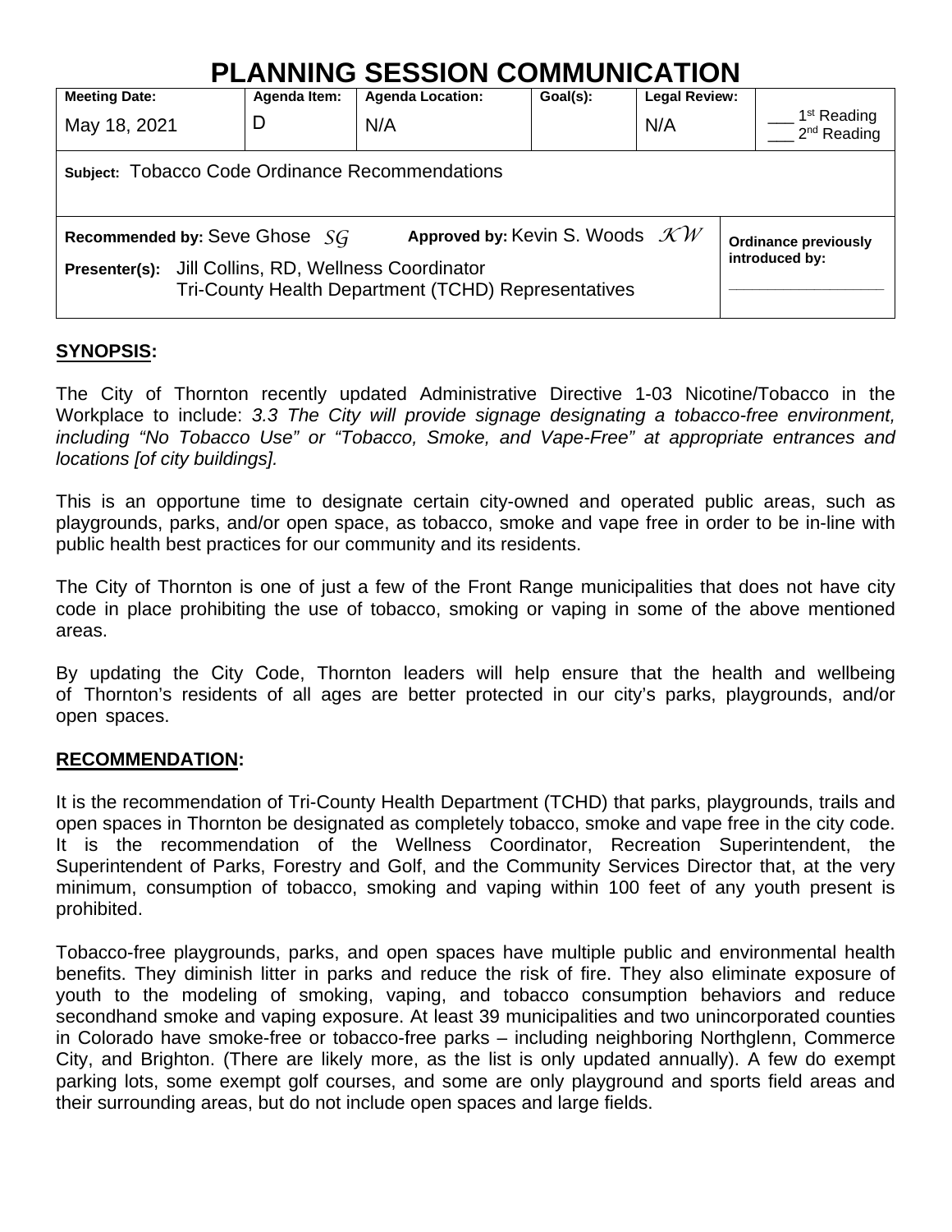# PLANNING SESSION COMMUNICATION

| Meeting Date: | Agenda Item: | Agenda Location: | Goal(s): | Legal Review: | |
|---|---|---|---|---|---|
| May 18, 2021 | D | N/A | | N/A | ___ 1st Reading<br>___ 2nd Reading |

**Subject:** Tobacco Code Ordinance Recommendations

**Recommended by:** Seve Ghose *SG* **Approved by:** Kevin S. Woods *KW*

**Presenter(s):** Jill Collins, RD, Wellness Coordinator
Tri-County Health Department (TCHD) Representatives

**Ordinance previously introduced by:** ______________

## SYNOPSIS:

The City of Thornton recently updated Administrative Directive 1-03 Nicotine/Tobacco in the Workplace to include: *3.3 The City will provide signage designating a tobacco-free environment, including "No Tobacco Use" or "Tobacco, Smoke, and Vape-Free" at appropriate entrances and locations [of city buildings].*

This is an opportune time to designate certain city-owned and operated public areas, such as playgrounds, parks, and/or open space, as tobacco, smoke and vape free in order to be in-line with public health best practices for our community and its residents.

The City of Thornton is one of just a few of the Front Range municipalities that does not have city code in place prohibiting the use of tobacco, smoking or vaping in some of the above mentioned areas.

By updating the City Code, Thornton leaders will help ensure that the health and wellbeing of Thornton's residents of all ages are better protected in our city's parks, playgrounds, and/or open spaces.

## RECOMMENDATION:

It is the recommendation of Tri-County Health Department (TCHD) that parks, playgrounds, trails and open spaces in Thornton be designated as completely tobacco, smoke and vape free in the city code. It is the recommendation of the Wellness Coordinator, Recreation Superintendent, the Superintendent of Parks, Forestry and Golf, and the Community Services Director that, at the very minimum, consumption of tobacco, smoking and vaping within 100 feet of any youth present is prohibited.

Tobacco-free playgrounds, parks, and open spaces have multiple public and environmental health benefits. They diminish litter in parks and reduce the risk of fire. They also eliminate exposure of youth to the modeling of smoking, vaping, and tobacco consumption behaviors and reduce secondhand smoke and vaping exposure. At least 39 municipalities and two unincorporated counties in Colorado have smoke-free or tobacco-free parks – including neighboring Northglenn, Commerce City, and Brighton. (There are likely more, as the list is only updated annually). A few do exempt parking lots, some exempt golf courses, and some are only playground and sports field areas and their surrounding areas, but do not include open spaces and large fields.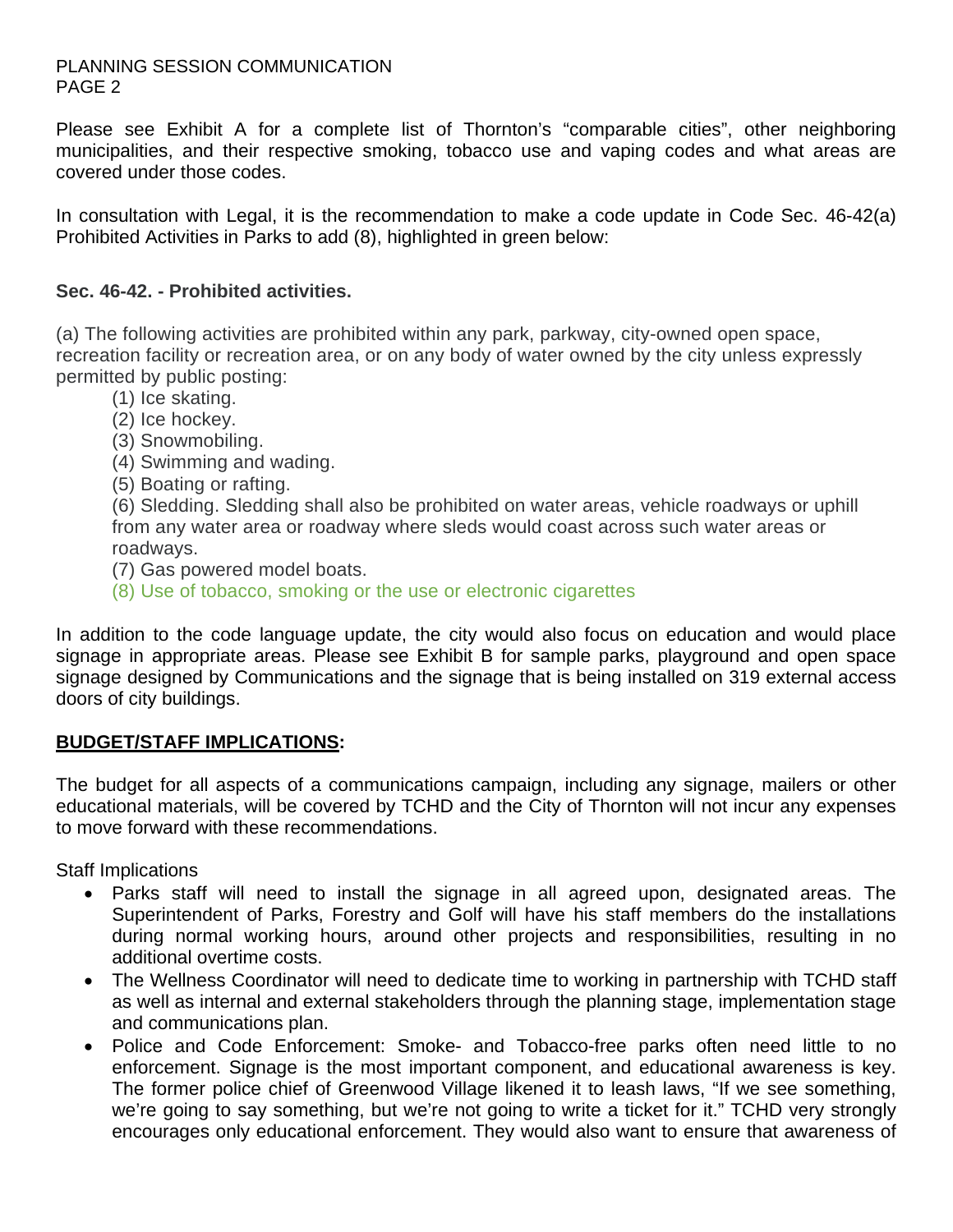Please see Exhibit A for a complete list of Thornton's "comparable cities", other neighboring municipalities, and their respective smoking, tobacco use and vaping codes and what areas are covered under those codes.

In consultation with Legal, it is the recommendation to make a code update in Code Sec. 46-42(a) Prohibited Activities in Parks to add (8), highlighted in green below:

**Sec. 46-42. - Prohibited activities.**

(a) The following activities are prohibited within any park, parkway, city-owned open space, recreation facility or recreation area, or on any body of water owned by the city unless expressly permitted by public posting:

(1) Ice skating.
(2) Ice hockey.
(3) Snowmobiling.
(4) Swimming and wading.
(5) Boating or rafting.
(6) Sledding. Sledding shall also be prohibited on water areas, vehicle roadways or uphill from any water area or roadway where sleds would coast across such water areas or roadways.
(7) Gas powered model boats.
(8) Use of tobacco, smoking or the use or electronic cigarettes

In addition to the code language update, the city would also focus on education and would place signage in appropriate areas. Please see Exhibit B for sample parks, playground and open space signage designed by Communications and the signage that is being installed on 319 external access doors of city buildings.

**BUDGET/STAFF IMPLICATIONS:**

The budget for all aspects of a communications campaign, including any signage, mailers or other educational materials, will be covered by TCHD and the City of Thornton will not incur any expenses to move forward with these recommendations.

Staff Implications

- Parks staff will need to install the signage in all agreed upon, designated areas. The Superintendent of Parks, Forestry and Golf will have his staff members do the installations during normal working hours, around other projects and responsibilities, resulting in no additional overtime costs.
- The Wellness Coordinator will need to dedicate time to working in partnership with TCHD staff as well as internal and external stakeholders through the planning stage, implementation stage and communications plan.
- Police and Code Enforcement: Smoke- and Tobacco-free parks often need little to no enforcement. Signage is the most important component, and educational awareness is key. The former police chief of Greenwood Village likened it to leash laws, "If we see something, we're going to say something, but we're not going to write a ticket for it." TCHD very strongly encourages only educational enforcement. They would also want to ensure that awareness of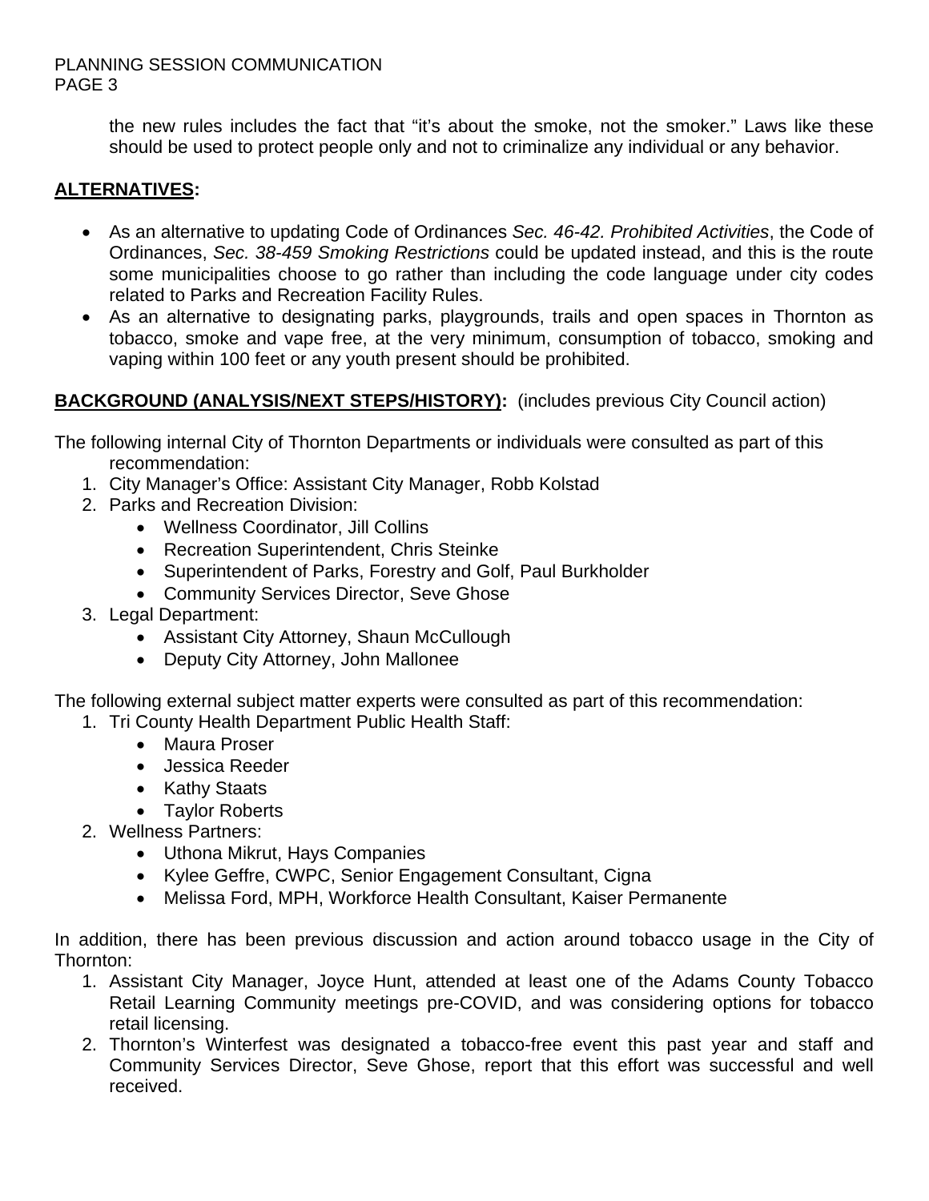the new rules includes the fact that "it's about the smoke, not the smoker." Laws like these should be used to protect people only and not to criminalize any individual or any behavior.

**ALTERNATIVES:**

- As an alternative to updating Code of Ordinances *Sec. 46-42. Prohibited Activities*, the Code of Ordinances, *Sec. 38-459 Smoking Restrictions* could be updated instead, and this is the route some municipalities choose to go rather than including the code language under city codes related to Parks and Recreation Facility Rules.
- As an alternative to designating parks, playgrounds, trails and open spaces in Thornton as tobacco, smoke and vape free, at the very minimum, consumption of tobacco, smoking and vaping within 100 feet or any youth present should be prohibited.

**BACKGROUND (ANALYSIS/NEXT STEPS/HISTORY):** (includes previous City Council action)

The following internal City of Thornton Departments or individuals were consulted as part of this recommendation:

1. City Manager's Office: Assistant City Manager, Robb Kolstad
2. Parks and Recreation Division:
   - Wellness Coordinator, Jill Collins
   - Recreation Superintendent, Chris Steinke
   - Superintendent of Parks, Forestry and Golf, Paul Burkholder
   - Community Services Director, Seve Ghose
3. Legal Department:
   - Assistant City Attorney, Shaun McCullough
   - Deputy City Attorney, John Mallonee

The following external subject matter experts were consulted as part of this recommendation:

1. Tri County Health Department Public Health Staff:
   - Maura Proser
   - Jessica Reeder
   - Kathy Staats
   - Taylor Roberts
2. Wellness Partners:
   - Uthona Mikrut, Hays Companies
   - Kylee Geffre, CWPC, Senior Engagement Consultant, Cigna
   - Melissa Ford, MPH, Workforce Health Consultant, Kaiser Permanente

In addition, there has been previous discussion and action around tobacco usage in the City of Thornton:

1. Assistant City Manager, Joyce Hunt, attended at least one of the Adams County Tobacco Retail Learning Community meetings pre-COVID, and was considering options for tobacco retail licensing.
2. Thornton's Winterfest was designated a tobacco-free event this past year and staff and Community Services Director, Seve Ghose, report that this effort was successful and well received.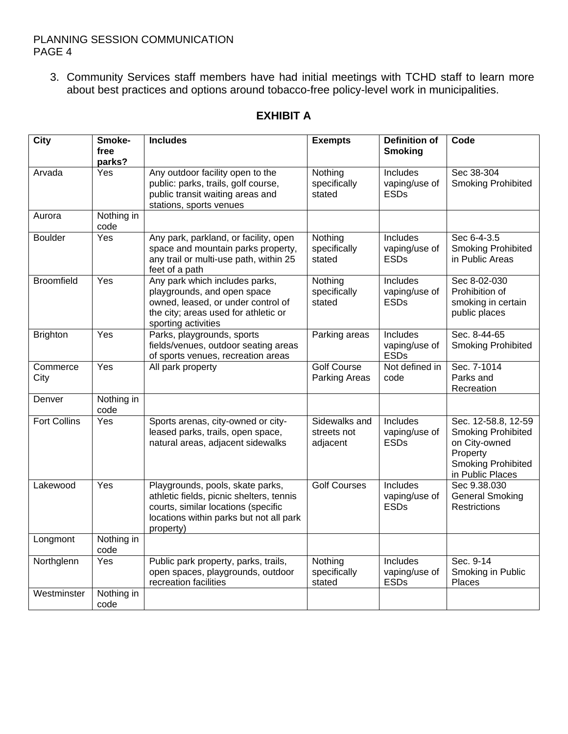3. Community Services staff members have had initial meetings with TCHD staff to learn more about best practices and options around tobacco-free policy-level work in municipalities.

## EXHIBIT A

| City | Smoke-free parks? | Includes | Exempts | Definition of Smoking | Code |
|---|---|---|---|---|---|
| Arvada | Yes | Any outdoor facility open to the public: parks, trails, golf course, public transit waiting areas and stations, sports venues | Nothing specifically stated | Includes vaping/use of ESDs | Sec 38-304 Smoking Prohibited |
| Aurora | Nothing in code | | | | |
| Boulder | Yes | Any park, parkland, or facility, open space and mountain parks property, any trail or multi-use path, within 25 feet of a path | Nothing specifically stated | Includes vaping/use of ESDs | Sec 6-4-3.5 Smoking Prohibited in Public Areas |
| Broomfield | Yes | Any park which includes parks, playgrounds, and open space owned, leased, or under control of the city; areas used for athletic or sporting activities | Nothing specifically stated | Includes vaping/use of ESDs | Sec 8-02-030 Prohibition of smoking in certain public places |
| Brighton | Yes | Parks, playgrounds, sports fields/venues, outdoor seating areas of sports venues, recreation areas | Parking areas | Includes vaping/use of ESDs | Sec. 8-44-65 Smoking Prohibited |
| Commerce City | Yes | All park property | Golf Course Parking Areas | Not defined in code | Sec. 7-1014 Parks and Recreation |
| Denver | Nothing in code | | | | |
| Fort Collins | Yes | Sports arenas, city-owned or city-leased parks, trails, open space, natural areas, adjacent sidewalks | Sidewalks and streets not adjacent | Includes vaping/use of ESDs | Sec. 12-58.8, 12-59 Smoking Prohibited on City-owned Property Smoking Prohibited in Public Places |
| Lakewood | Yes | Playgrounds, pools, skate parks, athletic fields, picnic shelters, tennis courts, similar locations (specific locations within parks but not all park property) | Golf Courses | Includes vaping/use of ESDs | Sec 9.38.030 General Smoking Restrictions |
| Longmont | Nothing in code | | | | |
| Northglenn | Yes | Public park property, parks, trails, open spaces, playgrounds, outdoor recreation facilities | Nothing specifically stated | Includes vaping/use of ESDs | Sec. 9-14 Smoking in Public Places |
| Westminster | Nothing in code | | | | |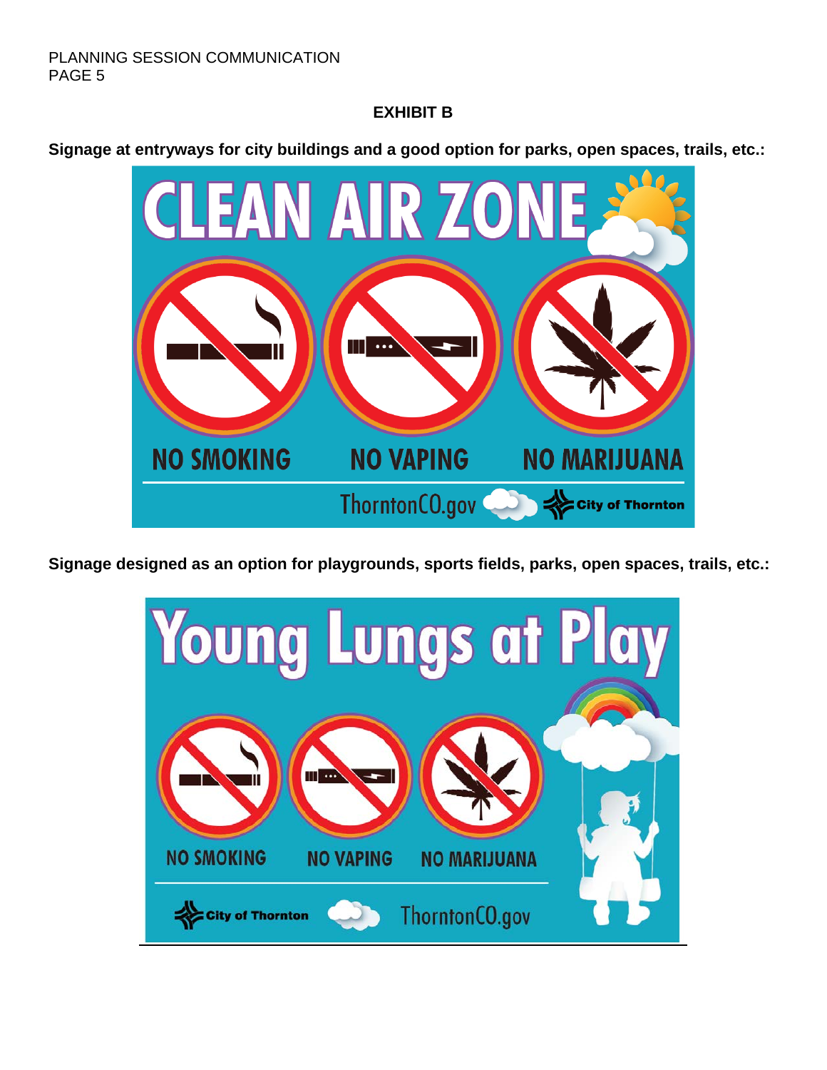# EXHIBIT B

**Signage at entryways for city buildings and a good option for parks, open spaces, trails, etc.:**

CLEAN AIR ZONE

NO SMOKING NO VAPING NO MARIJUANA

ThorntonCO.gov City of Thornton

**Signage designed as an option for playgrounds, sports fields, parks, open spaces, trails, etc.:**

Young Lungs at Play

NO SMOKING NO VAPING NO MARIJUANA

City of Thornton ThorntonCO.gov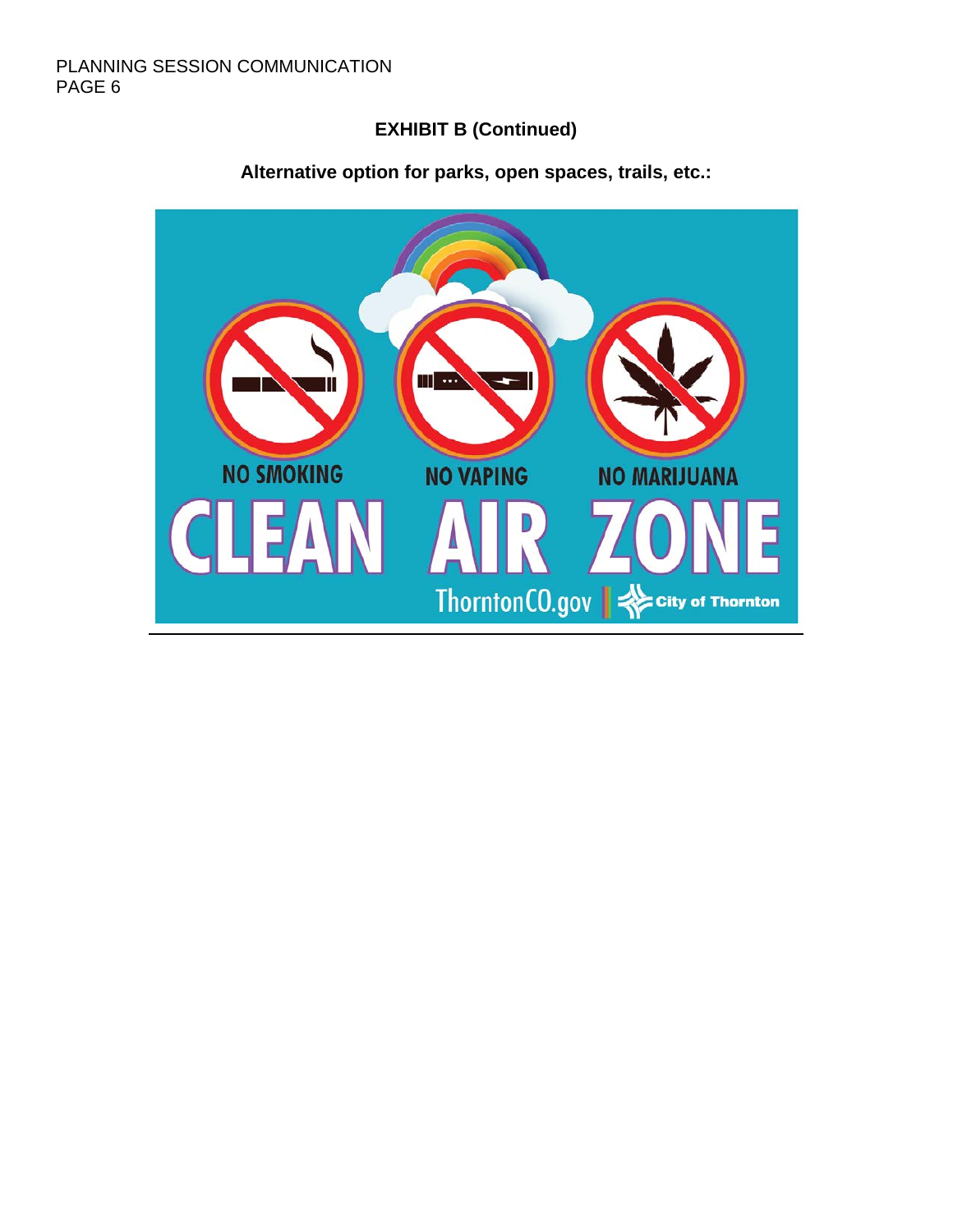**EXHIBIT B (Continued)**

**Alternative option for parks, open spaces, trails, etc.:**

NO SMOKING

NO VAPING

NO MARIJUANA

CLEAN AIR ZONE

ThorntonCO.gov | City of Thornton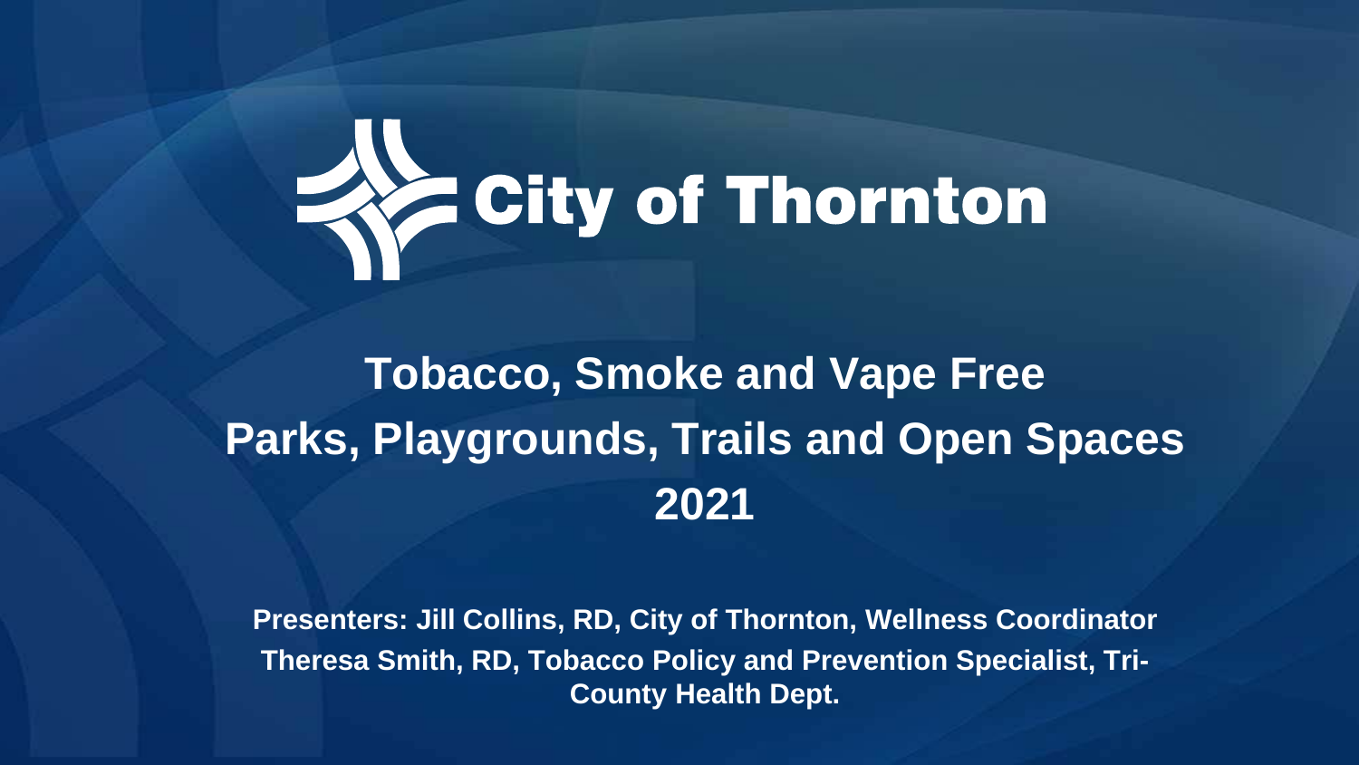# City of Thornton

## Tobacco, Smoke and Vape Free Parks, Playgrounds, Trails and Open Spaces 2021

**Presenters: Jill Collins, RD, City of Thornton, Wellness Coordinator**

**Theresa Smith, RD, Tobacco Policy and Prevention Specialist, Tri-County Health Dept.**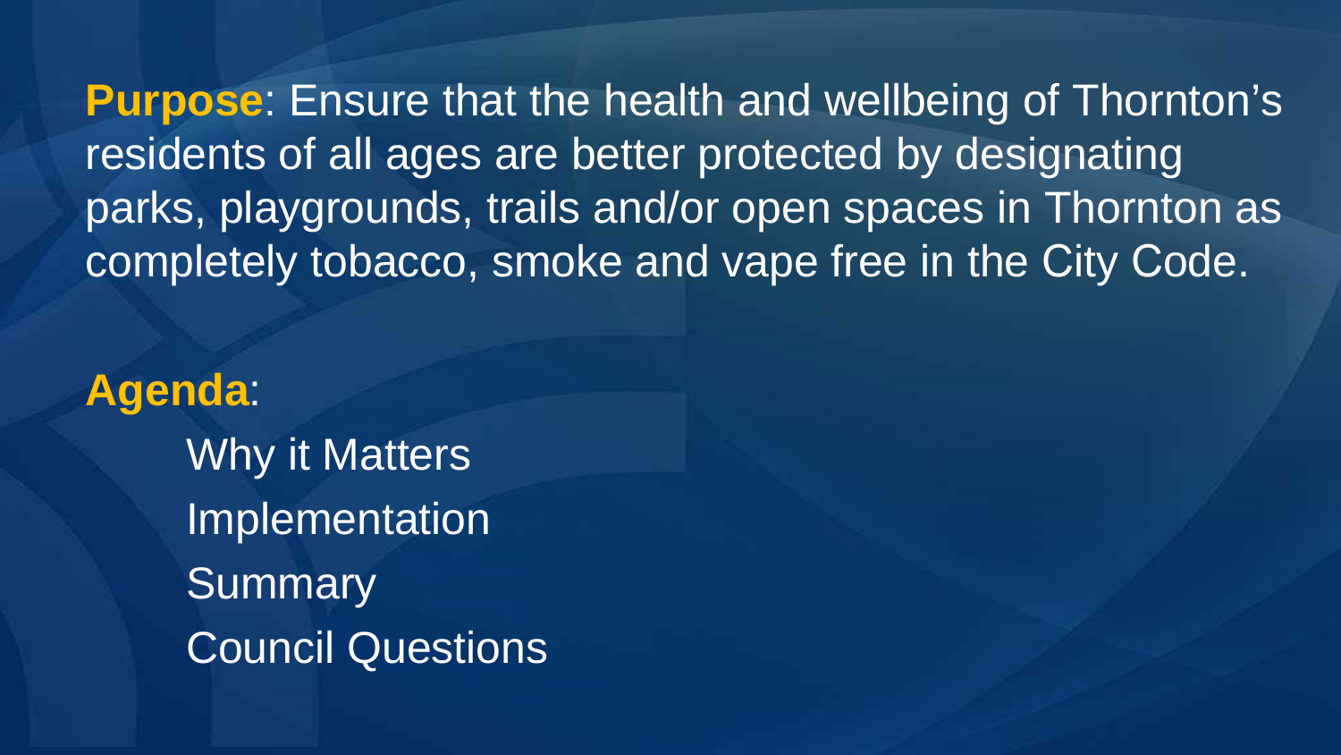**Purpose**: Ensure that the health and wellbeing of Thornton's residents of all ages are better protected by designating parks, playgrounds, trails and/or open spaces in Thornton as completely tobacco, smoke and vape free in the City Code.

**Agenda**:

- Why it Matters
- Implementation
- Summary
- Council Questions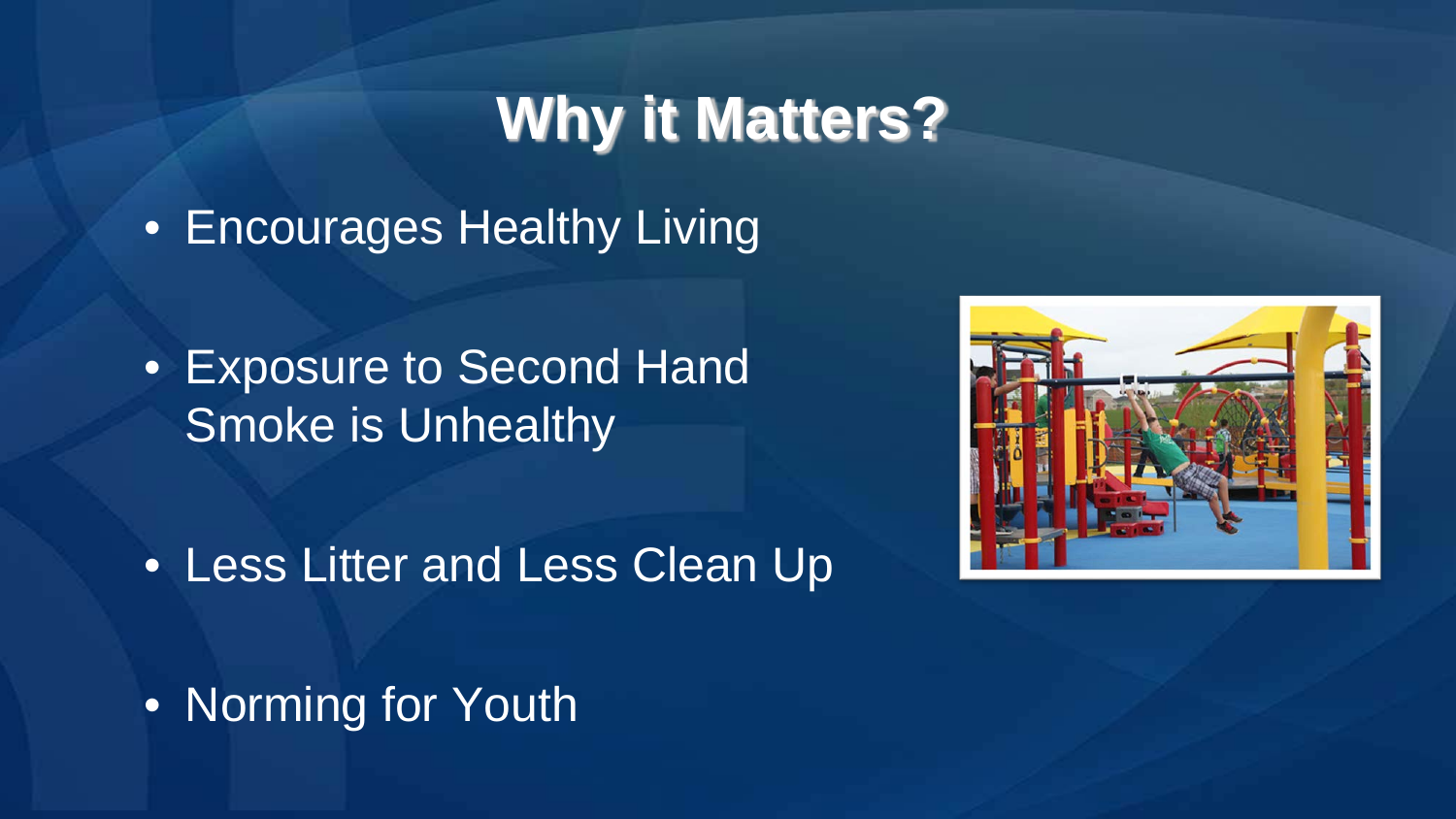# Why it Matters?

- Encourages Healthy Living
- Exposure to Second Hand Smoke is Unhealthy
- Less Litter and Less Clean Up
- Norming for Youth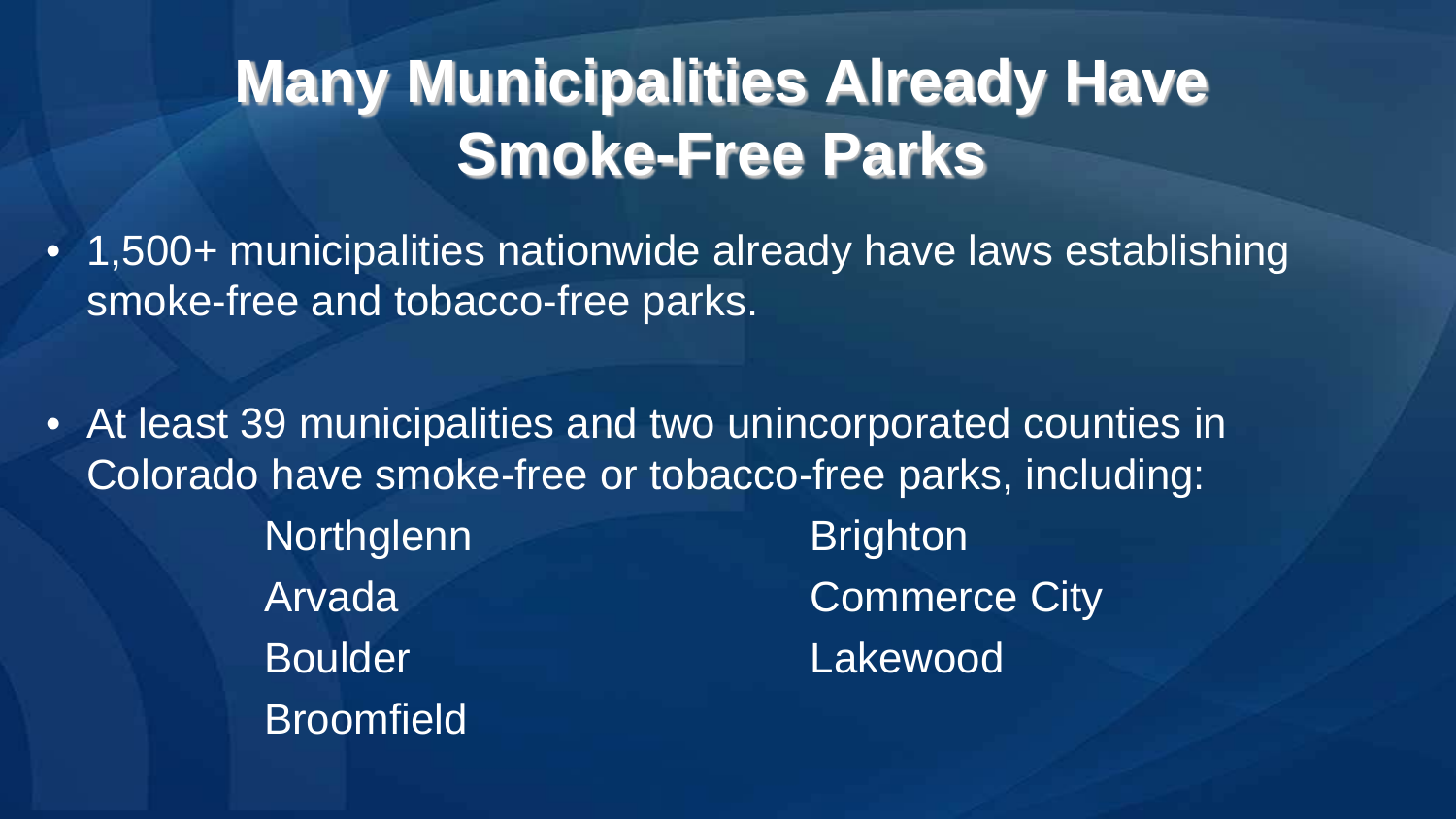# Many Municipalities Already Have Smoke-Free Parks

- 1,500+ municipalities nationwide already have laws establishing smoke-free and tobacco-free parks.

- At least 39 municipalities and two unincorporated counties in Colorado have smoke-free or tobacco-free parks, including:
  - Northglenn
  - Arvada
  - Boulder
  - Broomfield
  - Brighton
  - Commerce City
  - Lakewood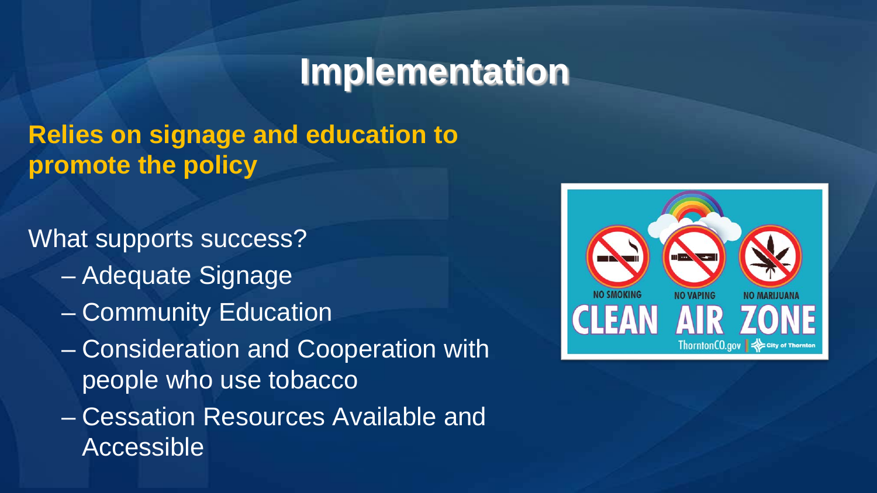# Implementation

**Relies on signage and education to promote the policy**

What supports success?

- Adequate Signage
- Community Education
- Consideration and Cooperation with people who use tobacco
- Cessation Resources Available and Accessible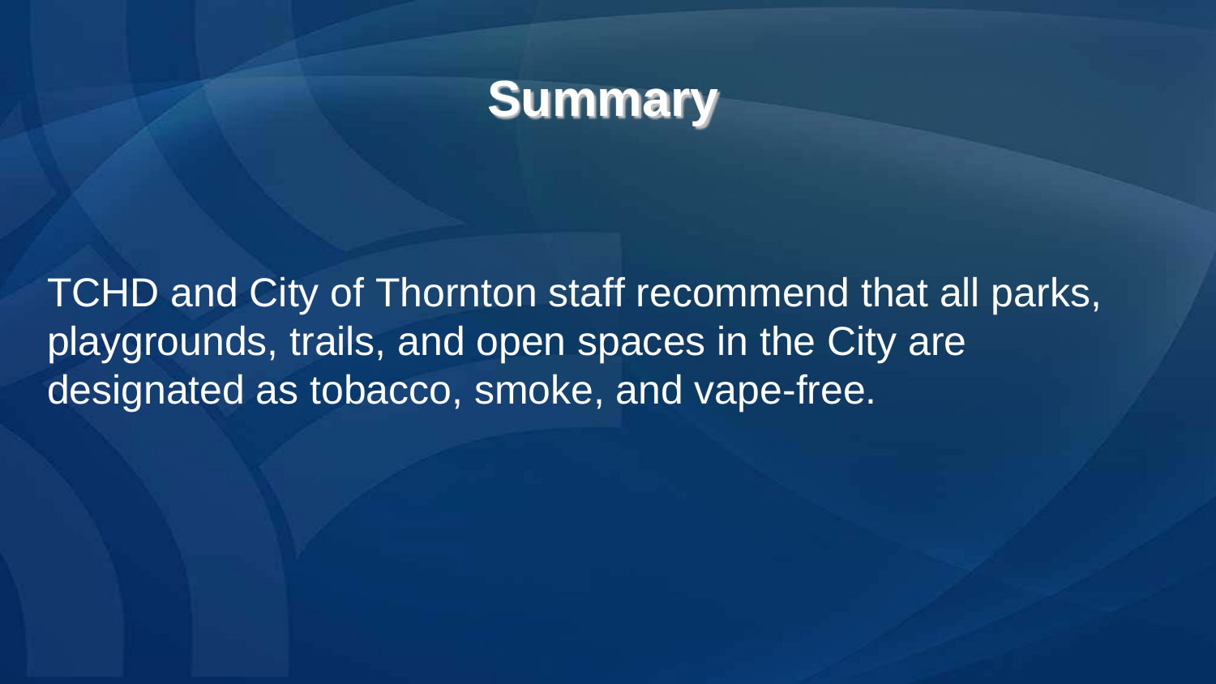# Summary

TCHD and City of Thornton staff recommend that all parks, playgrounds, trails, and open spaces in the City are designated as tobacco, smoke, and vape-free.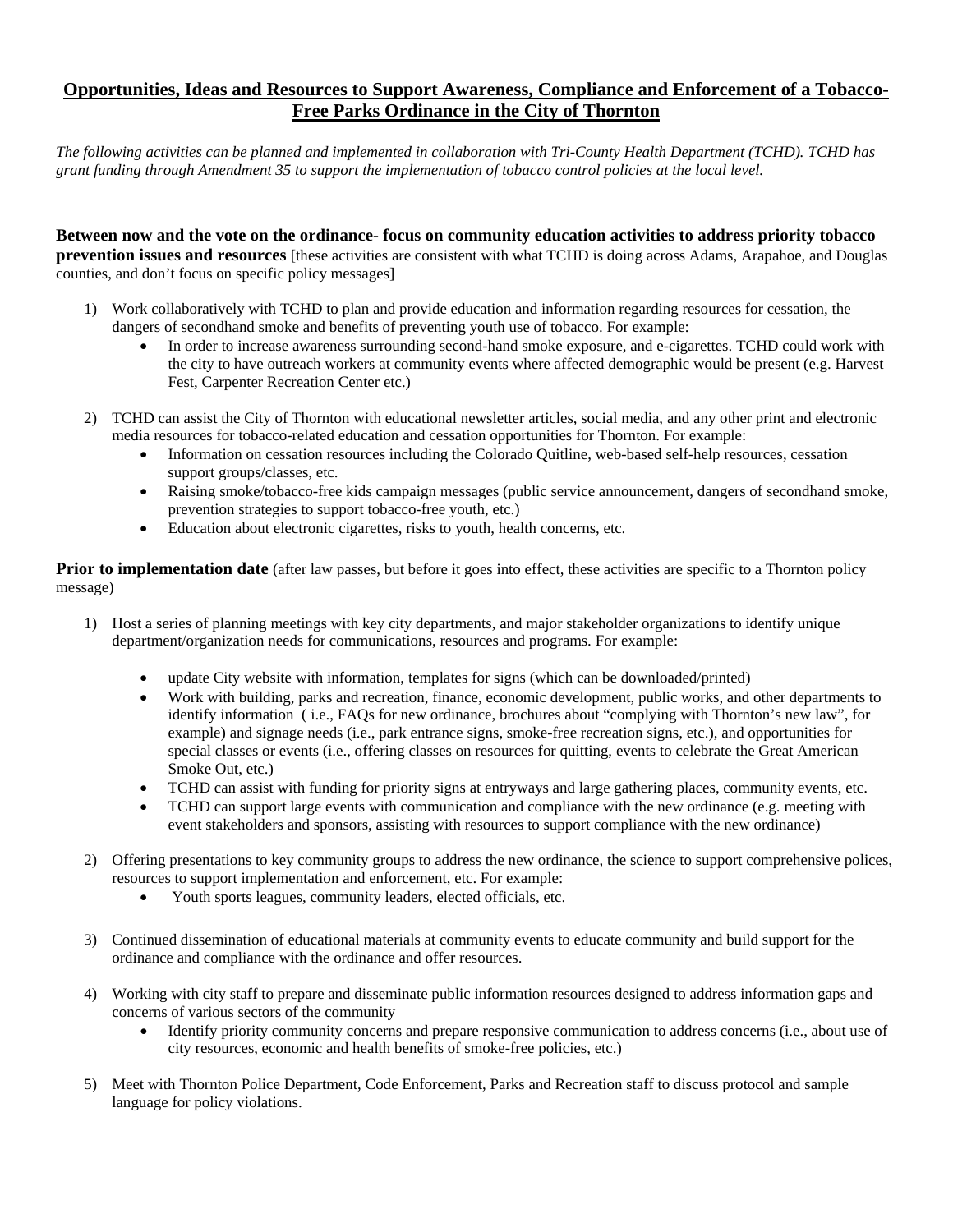# Opportunities, Ideas and Resources to Support Awareness, Compliance and Enforcement of a Tobacco-Free Parks Ordinance in the City of Thornton

*The following activities can be planned and implemented in collaboration with Tri-County Health Department (TCHD). TCHD has grant funding through Amendment 35 to support the implementation of tobacco control policies at the local level.*

**Between now and the vote on the ordinance- focus on community education activities to address priority tobacco prevention issues and resources** [these activities are consistent with what TCHD is doing across Adams, Arapahoe, and Douglas counties, and don't focus on specific policy messages]

1) Work collaboratively with TCHD to plan and provide education and information regarding resources for cessation, the dangers of secondhand smoke and benefits of preventing youth use of tobacco. For example:
   - In order to increase awareness surrounding second-hand smoke exposure, and e-cigarettes. TCHD could work with the city to have outreach workers at community events where affected demographic would be present (e.g. Harvest Fest, Carpenter Recreation Center etc.)

2) TCHD can assist the City of Thornton with educational newsletter articles, social media, and any other print and electronic media resources for tobacco-related education and cessation opportunities for Thornton. For example:
   - Information on cessation resources including the Colorado Quitline, web-based self-help resources, cessation support groups/classes, etc.
   - Raising smoke/tobacco-free kids campaign messages (public service announcement, dangers of secondhand smoke, prevention strategies to support tobacco-free youth, etc.)
   - Education about electronic cigarettes, risks to youth, health concerns, etc.

**Prior to implementation date** (after law passes, but before it goes into effect, these activities are specific to a Thornton policy message)

1) Host a series of planning meetings with key city departments, and major stakeholder organizations to identify unique department/organization needs for communications, resources and programs. For example:
   - update City website with information, templates for signs (which can be downloaded/printed)
   - Work with building, parks and recreation, finance, economic development, public works, and other departments to identify information ( i.e., FAQs for new ordinance, brochures about "complying with Thornton's new law", for example) and signage needs (i.e., park entrance signs, smoke-free recreation signs, etc.), and opportunities for special classes or events (i.e., offering classes on resources for quitting, events to celebrate the Great American Smoke Out, etc.)
   - TCHD can assist with funding for priority signs at entryways and large gathering places, community events, etc.
   - TCHD can support large events with communication and compliance with the new ordinance (e.g. meeting with event stakeholders and sponsors, assisting with resources to support compliance with the new ordinance)

2) Offering presentations to key community groups to address the new ordinance, the science to support comprehensive polices, resources to support implementation and enforcement, etc. For example:
   - Youth sports leagues, community leaders, elected officials, etc.

3) Continued dissemination of educational materials at community events to educate community and build support for the ordinance and compliance with the ordinance and offer resources.

4) Working with city staff to prepare and disseminate public information resources designed to address information gaps and concerns of various sectors of the community
   - Identify priority community concerns and prepare responsive communication to address concerns (i.e., about use of city resources, economic and health benefits of smoke-free policies, etc.)

5) Meet with Thornton Police Department, Code Enforcement, Parks and Recreation staff to discuss protocol and sample language for policy violations.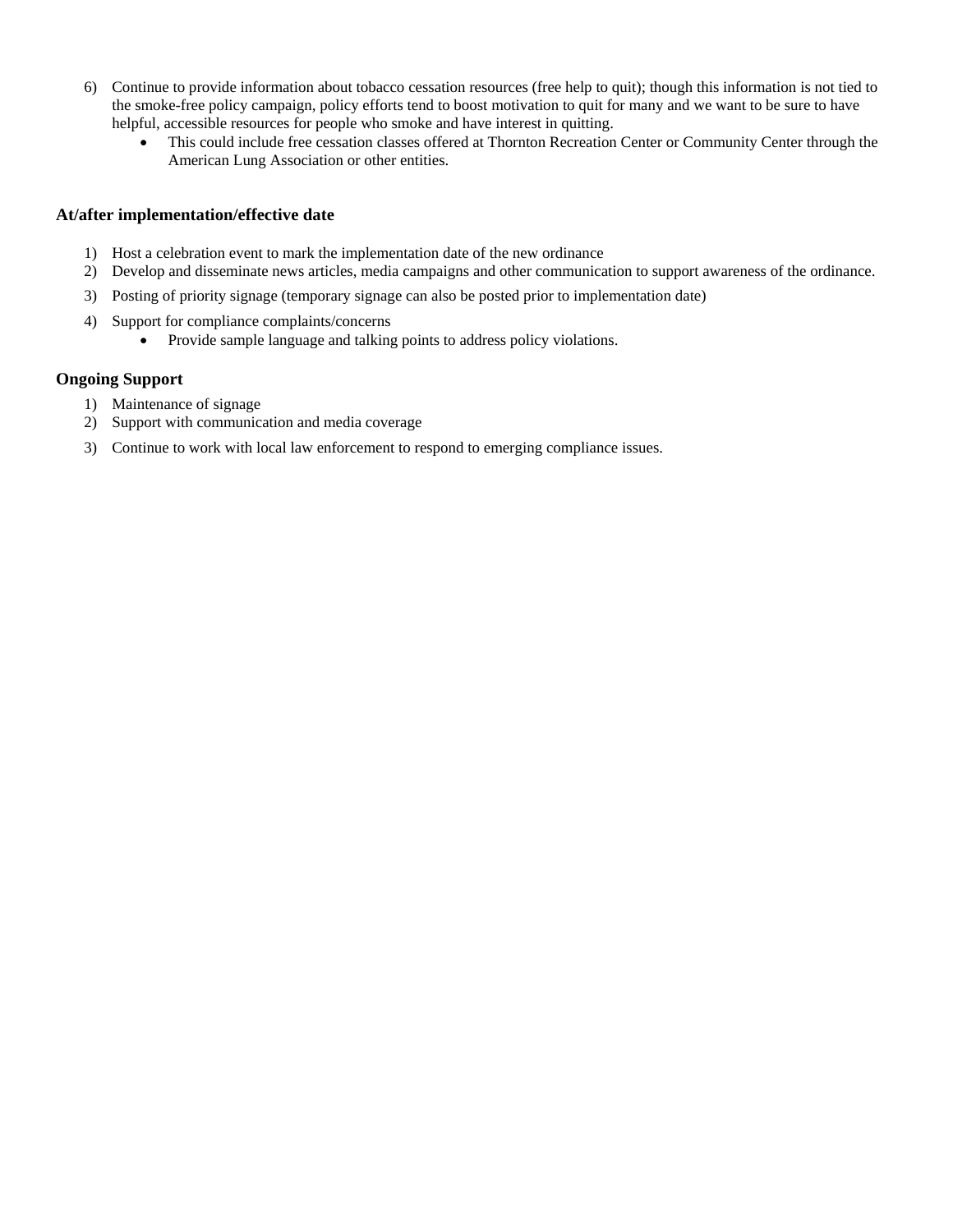6) Continue to provide information about tobacco cessation resources (free help to quit); though this information is not tied to the smoke-free policy campaign, policy efforts tend to boost motivation to quit for many and we want to be sure to have helpful, accessible resources for people who smoke and have interest in quitting.
    - This could include free cessation classes offered at Thornton Recreation Center or Community Center through the American Lung Association or other entities.

### At/after implementation/effective date

1) Host a celebration event to mark the implementation date of the new ordinance
2) Develop and disseminate news articles, media campaigns and other communication to support awareness of the ordinance.
3) Posting of priority signage (temporary signage can also be posted prior to implementation date)
4) Support for compliance complaints/concerns
    - Provide sample language and talking points to address policy violations.

### Ongoing Support

1) Maintenance of signage
2) Support with communication and media coverage
3) Continue to work with local law enforcement to respond to emerging compliance issues.